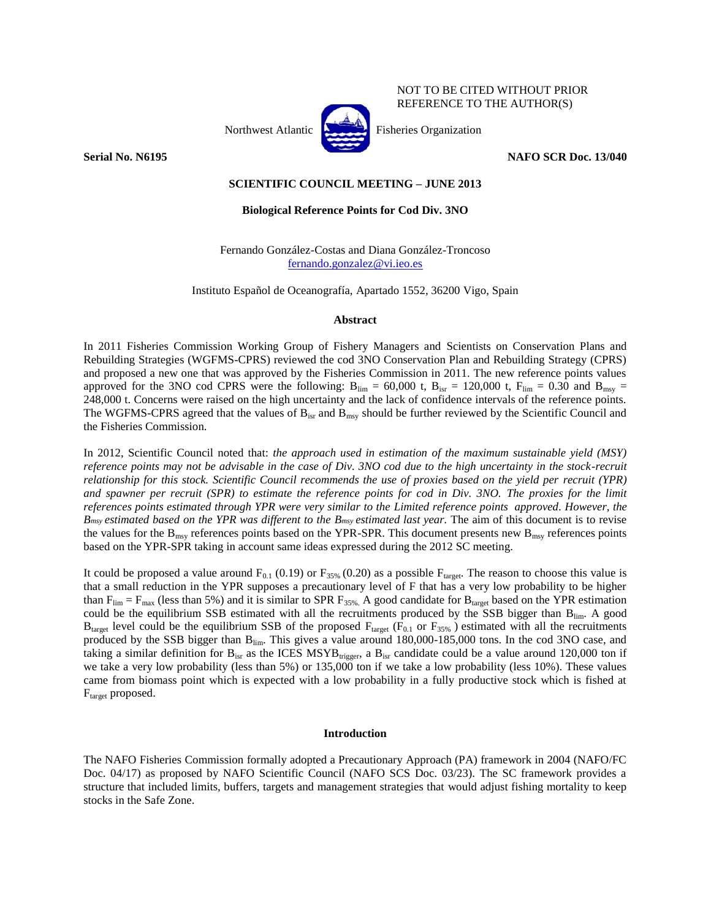NOT TO BE CITED WITHOUT PRIOR REFERENCE TO THE AUTHOR(S)

Northwest Atlantic Fisheries Organization

**Serial No. N6195** **NAFO SCR Doc. 13/040**

**SCIENTIFIC COUNCIL MEETING – JUNE 2013**

# Biological Reference Points for Cod Div. 3NO

Fernando González-Costas and Diana González-Troncoso
fernando.gonzalez@vi.ieo.es

Instituto Español de Oceanografía, Apartado 1552, 36200 Vigo, Spain

## Abstract

In 2011 Fisheries Commission Working Group of Fishery Managers and Scientists on Conservation Plans and Rebuilding Strategies (WGFMS-CPRS) reviewed the cod 3NO Conservation Plan and Rebuilding Strategy (CPRS) and proposed a new one that was approved by the Fisheries Commission in 2011. The new reference points values approved for the 3NO cod CPRS were the following: $B_{lim}$ = 60,000 t, $B_{isr}$ = 120,000 t, $F_{lim}$ = 0.30 and $B_{msy}$ = 248,000 t. Concerns were raised on the high uncertainty and the lack of confidence intervals of the reference points. The WGFMS-CPRS agreed that the values of $B_{isr}$ and $B_{msy}$ should be further reviewed by the Scientific Council and the Fisheries Commission.

In 2012, Scientific Council noted that: *the approach used in estimation of the maximum sustainable yield (MSY) reference points may not be advisable in the case of Div. 3NO cod due to the high uncertainty in the stock-recruit relationship for this stock. Scientific Council recommends the use of proxies based on the yield per recruit (YPR) and spawner per recruit (SPR) to estimate the reference points for cod in Div. 3NO. The proxies for the limit references points estimated through YPR were very similar to the Limited reference points approved. However, the $B_{msy}$ estimated based on the YPR was different to the $B_{msy}$ estimated last year.* The aim of this document is to revise the values for the $B_{msy}$ references points based on the YPR-SPR. This document presents new $B_{msy}$ references points based on the YPR-SPR taking in account same ideas expressed during the 2012 SC meeting.

It could be proposed a value around $F_{0.1}$ (0.19) or $F_{35\%}$ (0.20) as a possible $F_{target}$. The reason to choose this value is that a small reduction in the YPR supposes a precautionary level of F that has a very low probability to be higher than $F_{lim}$ = $F_{max}$ (less than 5%) and it is similar to SPR $F_{35\%}$. A good candidate for $B_{target}$ based on the YPR estimation could be the equilibrium SSB estimated with all the recruitments produced by the SSB bigger than $B_{lim}$. A good $B_{target}$ level could be the equilibrium SSB of the proposed $F_{target}$ ($F_{0.1}$ or $F_{35\%}$ ) estimated with all the recruitments produced by the SSB bigger than $B_{lim}$. This gives a value around 180,000-185,000 tons. In the cod 3NO case, and taking a similar definition for $B_{isr}$ as the ICES $MSYB_{trigger}$, a $B_{isr}$ candidate could be a value around 120,000 ton if we take a very low probability (less than 5%) or 135,000 ton if we take a low probability (less 10%). These values came from biomass point which is expected with a low probability in a fully productive stock which is fished at $F_{target}$ proposed.

## Introduction

The NAFO Fisheries Commission formally adopted a Precautionary Approach (PA) framework in 2004 (NAFO/FC Doc. 04/17) as proposed by NAFO Scientific Council (NAFO SCS Doc. 03/23). The SC framework provides a structure that included limits, buffers, targets and management strategies that would adjust fishing mortality to keep stocks in the Safe Zone.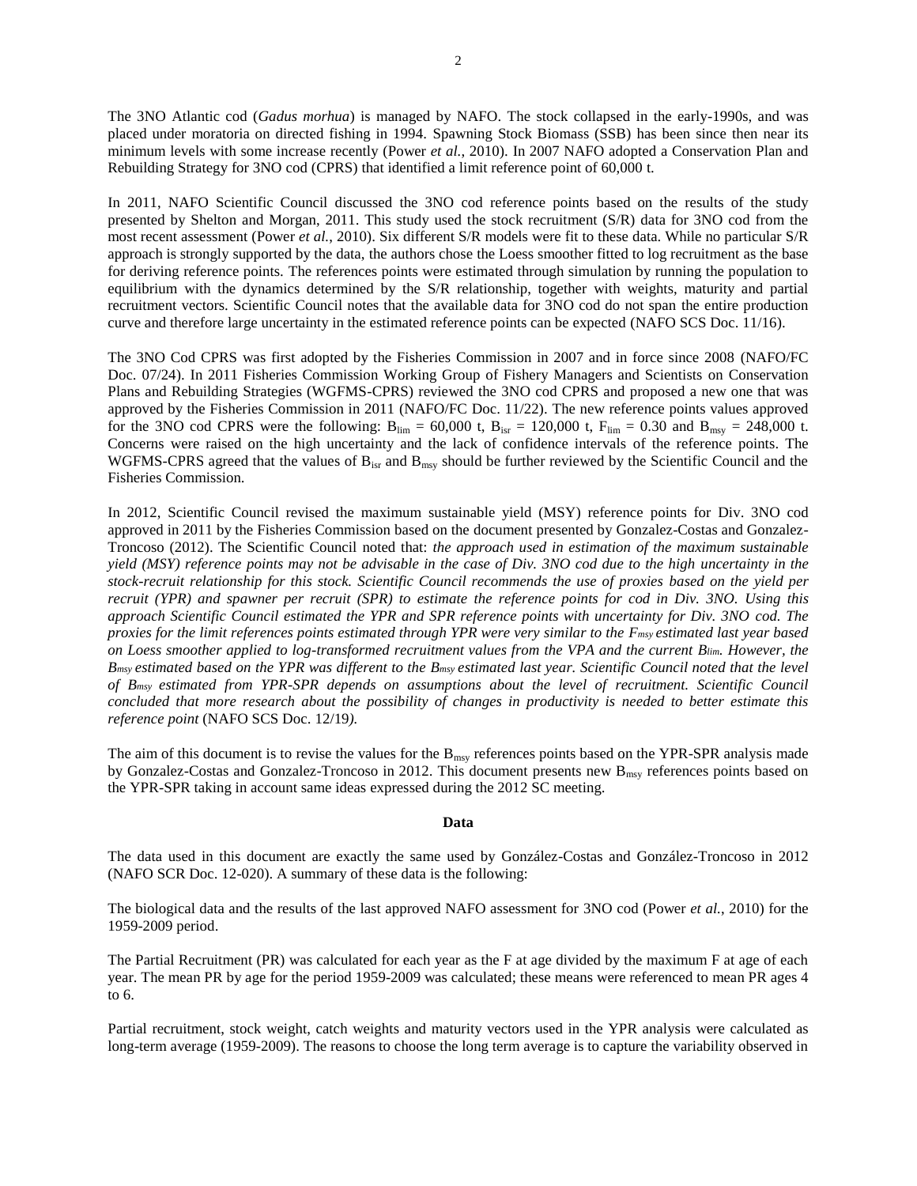The 3NO Atlantic cod (*Gadus morhua*) is managed by NAFO. The stock collapsed in the early-1990s, and was placed under moratoria on directed fishing in 1994. Spawning Stock Biomass (SSB) has been since then near its minimum levels with some increase recently (Power *et al.*, 2010). In 2007 NAFO adopted a Conservation Plan and Rebuilding Strategy for 3NO cod (CPRS) that identified a limit reference point of 60,000 t.

In 2011, NAFO Scientific Council discussed the 3NO cod reference points based on the results of the study presented by Shelton and Morgan, 2011. This study used the stock recruitment (S/R) data for 3NO cod from the most recent assessment (Power *et al.*, 2010). Six different S/R models were fit to these data. While no particular S/R approach is strongly supported by the data, the authors chose the Loess smoother fitted to log recruitment as the base for deriving reference points. The references points were estimated through simulation by running the population to equilibrium with the dynamics determined by the S/R relationship, together with weights, maturity and partial recruitment vectors. Scientific Council notes that the available data for 3NO cod do not span the entire production curve and therefore large uncertainty in the estimated reference points can be expected (NAFO SCS Doc. 11/16).

The 3NO Cod CPRS was first adopted by the Fisheries Commission in 2007 and in force since 2008 (NAFO/FC Doc. 07/24). In 2011 Fisheries Commission Working Group of Fishery Managers and Scientists on Conservation Plans and Rebuilding Strategies (WGFMS-CPRS) reviewed the 3NO cod CPRS and proposed a new one that was approved by the Fisheries Commission in 2011 (NAFO/FC Doc. 11/22). The new reference points values approved for the 3NO cod CPRS were the following: $B_{lim}$ = 60,000 t, $B_{isr}$ = 120,000 t, $F_{lim}$ = 0.30 and $B_{msy}$ = 248,000 t. Concerns were raised on the high uncertainty and the lack of confidence intervals of the reference points. The WGFMS-CPRS agreed that the values of $B_{isr}$ and $B_{msy}$ should be further reviewed by the Scientific Council and the Fisheries Commission.

In 2012, Scientific Council revised the maximum sustainable yield (MSY) reference points for Div. 3NO cod approved in 2011 by the Fisheries Commission based on the document presented by Gonzalez-Costas and Gonzalez-Troncoso (2012). The Scientific Council noted that: *the approach used in estimation of the maximum sustainable yield (MSY) reference points may not be advisable in the case of Div. 3NO cod due to the high uncertainty in the stock-recruit relationship for this stock. Scientific Council recommends the use of proxies based on the yield per recruit (YPR) and spawner per recruit (SPR) to estimate the reference points for cod in Div. 3NO. Using this approach Scientific Council estimated the YPR and SPR reference points with uncertainty for Div. 3NO cod. The proxies for the limit references points estimated through YPR were very similar to the $F_{msy}$ estimated last year based on Loess smoother applied to log-transformed recruitment values from the VPA and the current $B_{lim}$. However, the $B_{msy}$ estimated based on the YPR was different to the $B_{msy}$ estimated last year. Scientific Council noted that the level of $B_{msy}$ estimated from YPR-SPR depends on assumptions about the level of recruitment. Scientific Council concluded that more research about the possibility of changes in productivity is needed to better estimate this reference point* (NAFO SCS Doc. 12/19*).*

The aim of this document is to revise the values for the $B_{msy}$ references points based on the YPR-SPR analysis made by Gonzalez-Costas and Gonzalez-Troncoso in 2012. This document presents new $B_{msy}$ references points based on the YPR-SPR taking in account same ideas expressed during the 2012 SC meeting.

## Data

The data used in this document are exactly the same used by González-Costas and González-Troncoso in 2012 (NAFO SCR Doc. 12-020). A summary of these data is the following:

The biological data and the results of the last approved NAFO assessment for 3NO cod (Power *et al.*, 2010) for the 1959-2009 period.

The Partial Recruitment (PR) was calculated for each year as the F at age divided by the maximum F at age of each year. The mean PR by age for the period 1959-2009 was calculated; these means were referenced to mean PR ages 4 to 6.

Partial recruitment, stock weight, catch weights and maturity vectors used in the YPR analysis were calculated as long-term average (1959-2009). The reasons to choose the long term average is to capture the variability observed in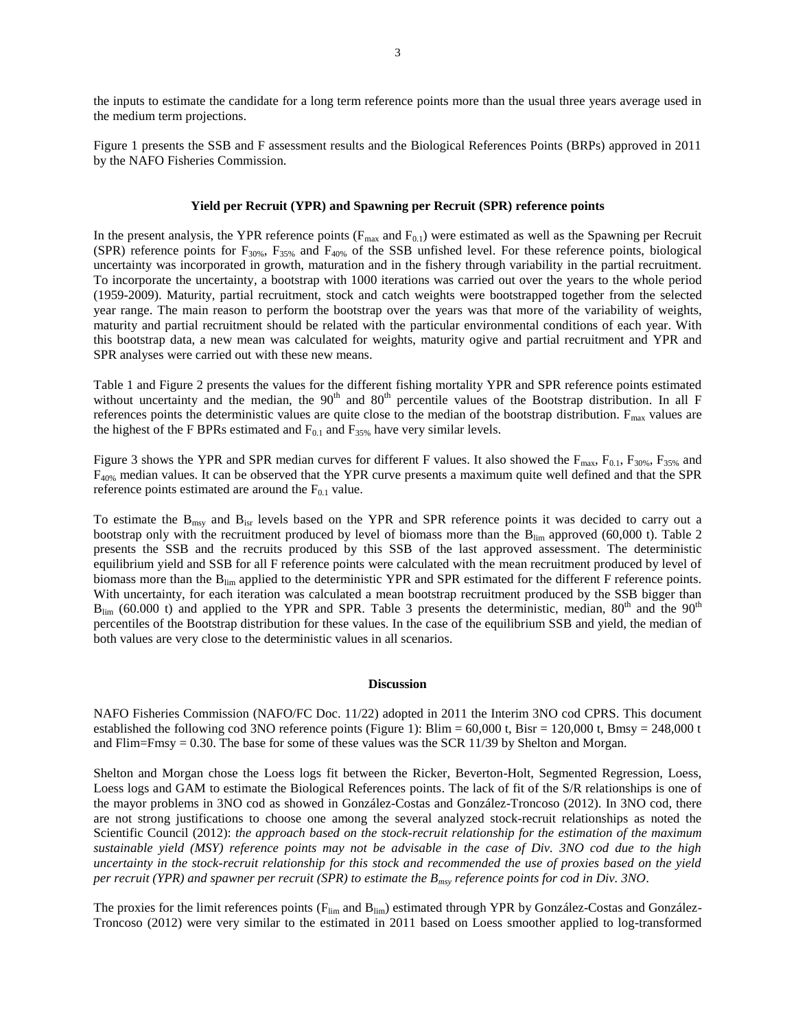the inputs to estimate the candidate for a long term reference points more than the usual three years average used in the medium term projections.

Figure 1 presents the SSB and F assessment results and the Biological References Points (BRPs) approved in 2011 by the NAFO Fisheries Commission.

### Yield per Recruit (YPR) and Spawning per Recruit (SPR) reference points

In the present analysis, the YPR reference points ($F_{max}$ and $F_{0.1}$) were estimated as well as the Spawning per Recruit (SPR) reference points for $F_{30\%}$, $F_{35\%}$ and $F_{40\%}$ of the SSB unfished level. For these reference points, biological uncertainty was incorporated in growth, maturation and in the fishery through variability in the partial recruitment. To incorporate the uncertainty, a bootstrap with 1000 iterations was carried out over the years to the whole period (1959-2009). Maturity, partial recruitment, stock and catch weights were bootstrapped together from the selected year range. The main reason to perform the bootstrap over the years was that more of the variability of weights, maturity and partial recruitment should be related with the particular environmental conditions of each year. With this bootstrap data, a new mean was calculated for weights, maturity ogive and partial recruitment and YPR and SPR analyses were carried out with these new means.

Table 1 and Figure 2 presents the values for the different fishing mortality YPR and SPR reference points estimated without uncertainty and the median, the 90th and 80th percentile values of the Bootstrap distribution. In all F references points the deterministic values are quite close to the median of the bootstrap distribution. $F_{max}$ values are the highest of the F BPRs estimated and $F_{0.1}$ and $F_{35\%}$ have very similar levels.

Figure 3 shows the YPR and SPR median curves for different F values. It also showed the $F_{max}$, $F_{0.1}$, $F_{30\%}$, $F_{35\%}$ and $F_{40\%}$ median values. It can be observed that the YPR curve presents a maximum quite well defined and that the SPR reference points estimated are around the $F_{0.1}$ value.

To estimate the $B_{msy}$ and $B_{isr}$ levels based on the YPR and SPR reference points it was decided to carry out a bootstrap only with the recruitment produced by level of biomass more than the $B_{lim}$ approved (60,000 t). Table 2 presents the SSB and the recruits produced by this SSB of the last approved assessment. The deterministic equilibrium yield and SSB for all F reference points were calculated with the mean recruitment produced by level of biomass more than the $B_{lim}$ applied to the deterministic YPR and SPR estimated for the different F reference points. With uncertainty, for each iteration was calculated a mean bootstrap recruitment produced by the SSB bigger than $B_{lim}$ (60.000 t) and applied to the YPR and SPR. Table 3 presents the deterministic, median, 80th and the 90th percentiles of the Bootstrap distribution for these values. In the case of the equilibrium SSB and yield, the median of both values are very close to the deterministic values in all scenarios.

### Discussion

NAFO Fisheries Commission (NAFO/FC Doc. 11/22) adopted in 2011 the Interim 3NO cod CPRS. This document established the following cod 3NO reference points (Figure 1): Blim = 60,000 t, Bisr = 120,000 t, Bmsy = 248,000 t and Flim=Fmsy = 0.30. The base for some of these values was the SCR 11/39 by Shelton and Morgan.

Shelton and Morgan chose the Loess logs fit between the Ricker, Beverton-Holt, Segmented Regression, Loess, Loess logs and GAM to estimate the Biological References points. The lack of fit of the S/R relationships is one of the mayor problems in 3NO cod as showed in González-Costas and González-Troncoso (2012). In 3NO cod, there are not strong justifications to choose one among the several analyzed stock-recruit relationships as noted the Scientific Council (2012): *the approach based on the stock-recruit relationship for the estimation of the maximum sustainable yield (MSY) reference points may not be advisable in the case of Div. 3NO cod due to the high uncertainty in the stock-recruit relationship for this stock and recommended the use of proxies based on the yield per recruit (YPR) and spawner per recruit (SPR) to estimate the $B_{msy}$ reference points for cod in Div. 3NO*.

The proxies for the limit references points ($F_{lim}$ and $B_{lim}$) estimated through YPR by González-Costas and González-Troncoso (2012) were very similar to the estimated in 2011 based on Loess smoother applied to log-transformed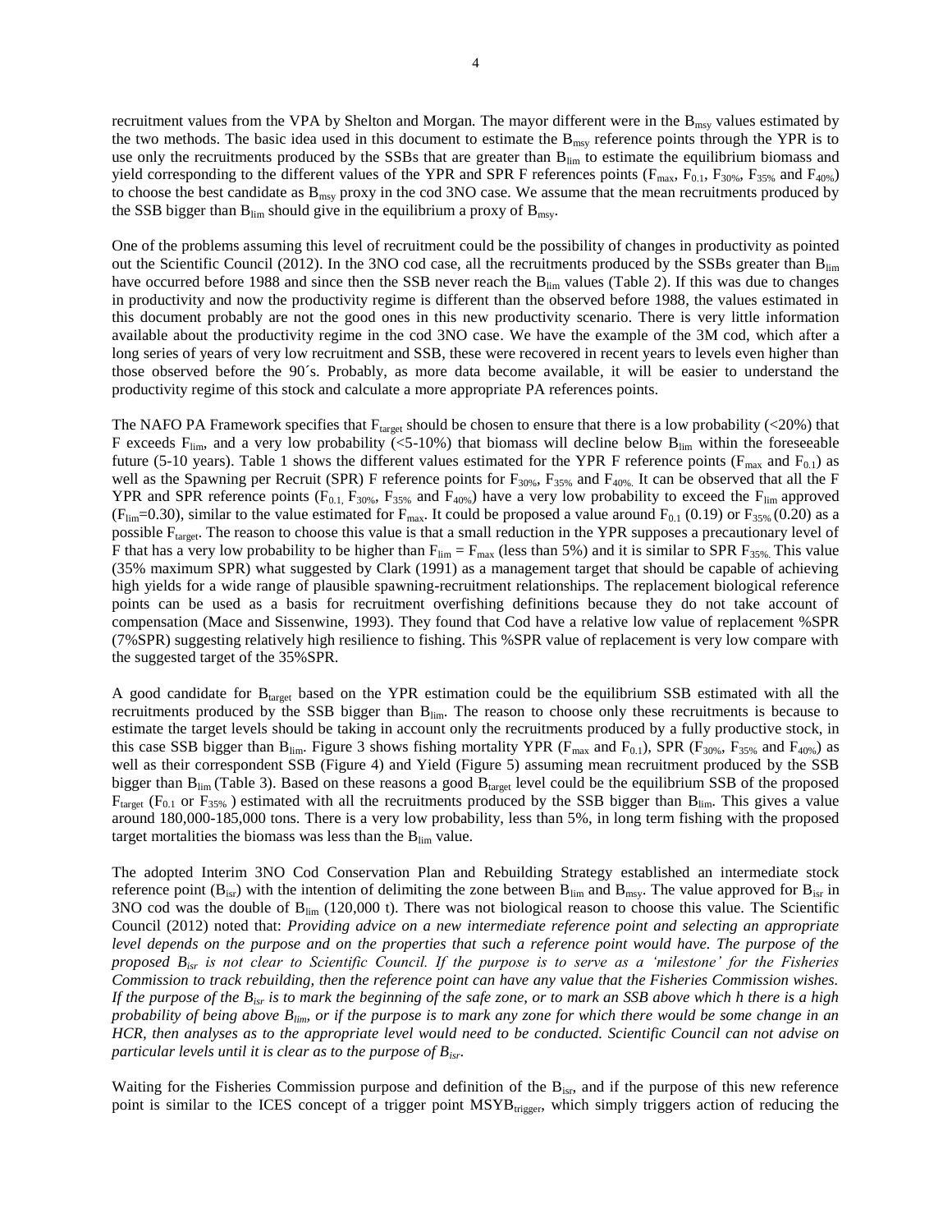recruitment values from the VPA by Shelton and Morgan. The mayor different were in the $B_{msy}$ values estimated by the two methods. The basic idea used in this document to estimate the $B_{msy}$ reference points through the YPR is to use only the recruitments produced by the SSBs that are greater than $B_{lim}$ to estimate the equilibrium biomass and yield corresponding to the different values of the YPR and SPR F references points ($F_{max}$, $F_{0.1}$, $F_{30\%}$, $F_{35\%}$ and $F_{40\%}$) to choose the best candidate as $B_{msy}$ proxy in the cod 3NO case. We assume that the mean recruitments produced by the SSB bigger than $B_{lim}$ should give in the equilibrium a proxy of $B_{msy}$.

One of the problems assuming this level of recruitment could be the possibility of changes in productivity as pointed out the Scientific Council (2012). In the 3NO cod case, all the recruitments produced by the SSBs greater than $B_{lim}$ have occurred before 1988 and since then the SSB never reach the $B_{lim}$ values (Table 2). If this was due to changes in productivity and now the productivity regime is different than the observed before 1988, the values estimated in this document probably are not the good ones in this new productivity scenario. There is very little information available about the productivity regime in the cod 3NO case. We have the example of the 3M cod, which after a long series of years of very low recruitment and SSB, these were recovered in recent years to levels even higher than those observed before the 90´s. Probably, as more data become available, it will be easier to understand the productivity regime of this stock and calculate a more appropriate PA references points.

The NAFO PA Framework specifies that $F_{target}$ should be chosen to ensure that there is a low probability (<20%) that F exceeds $F_{lim}$, and a very low probability (<5-10%) that biomass will decline below $B_{lim}$ within the foreseeable future (5-10 years). Table 1 shows the different values estimated for the YPR F reference points ($F_{max}$ and $F_{0.1}$) as well as the Spawning per Recruit (SPR) F reference points for $F_{30\%}$, $F_{35\%}$ and $F_{40\%}$. It can be observed that all the F YPR and SPR reference points ($F_{0.1}$, $F_{30\%}$, $F_{35\%}$ and $F_{40\%}$) have a very low probability to exceed the $F_{lim}$ approved ($F_{lim}$=0.30), similar to the value estimated for $F_{max}$. It could be proposed a value around $F_{0.1}$ (0.19) or $F_{35\%}$ (0.20) as a possible $F_{target}$. The reason to choose this value is that a small reduction in the YPR supposes a precautionary level of F that has a very low probability to be higher than $F_{lim} = F_{max}$ (less than 5%) and it is similar to SPR $F_{35\%}$. This value (35% maximum SPR) what suggested by Clark (1991) as a management target that should be capable of achieving high yields for a wide range of plausible spawning-recruitment relationships. The replacement biological reference points can be used as a basis for recruitment overfishing definitions because they do not take account of compensation (Mace and Sissenwine, 1993). They found that Cod have a relative low value of replacement %SPR (7%SPR) suggesting relatively high resilience to fishing. This %SPR value of replacement is very low compare with the suggested target of the 35%SPR.

A good candidate for $B_{target}$ based on the YPR estimation could be the equilibrium SSB estimated with all the recruitments produced by the SSB bigger than $B_{lim}$. The reason to choose only these recruitments is because to estimate the target levels should be taking in account only the recruitments produced by a fully productive stock, in this case SSB bigger than $B_{lim}$. Figure 3 shows fishing mortality YPR ($F_{max}$ and $F_{0.1}$), SPR ($F_{30\%}$, $F_{35\%}$ and $F_{40\%}$) as well as their correspondent SSB (Figure 4) and Yield (Figure 5) assuming mean recruitment produced by the SSB bigger than $B_{lim}$ (Table 3). Based on these reasons a good $B_{target}$ level could be the equilibrium SSB of the proposed $F_{target}$ ($F_{0.1}$ or $F_{35\%}$ ) estimated with all the recruitments produced by the SSB bigger than $B_{lim}$. This gives a value around 180,000-185,000 tons. There is a very low probability, less than 5%, in long term fishing with the proposed target mortalities the biomass was less than the $B_{lim}$ value.

The adopted Interim 3NO Cod Conservation Plan and Rebuilding Strategy established an intermediate stock reference point ($B_{isr}$) with the intention of delimiting the zone between $B_{lim}$ and $B_{msy}$. The value approved for $B_{isr}$ in 3NO cod was the double of $B_{lim}$ (120,000 t). There was not biological reason to choose this value. The Scientific Council (2012) noted that: *Providing advice on a new intermediate reference point and selecting an appropriate level depends on the purpose and on the properties that such a reference point would have. The purpose of the proposed $B_{isr}$ is not clear to Scientific Council. If the purpose is to serve as a 'milestone' for the Fisheries Commission to track rebuilding, then the reference point can have any value that the Fisheries Commission wishes. If the purpose of the $B_{isr}$ is to mark the beginning of the safe zone, or to mark an SSB above which h there is a high probability of being above $B_{lim}$, or if the purpose is to mark any zone for which there would be some change in an HCR, then analyses as to the appropriate level would need to be conducted. Scientific Council can not advise on particular levels until it is clear as to the purpose of $B_{isr}$.*

Waiting for the Fisheries Commission purpose and definition of the $B_{isr}$, and if the purpose of this new reference point is similar to the ICES concept of a trigger point $MSYB_{trigger}$, which simply triggers action of reducing the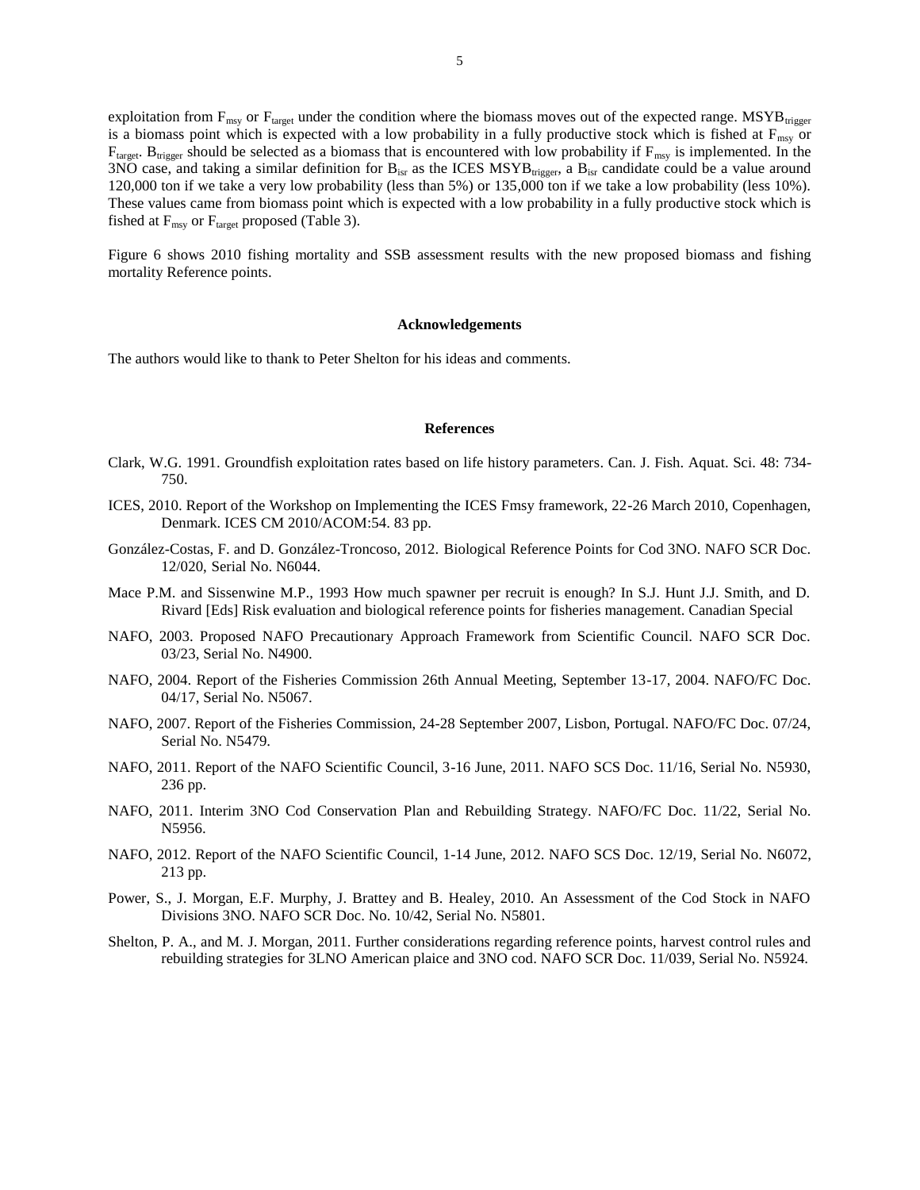exploitation from $F_{msy}$ or $F_{target}$ under the condition where the biomass moves out of the expected range. $MSYB_{trigger}$ is a biomass point which is expected with a low probability in a fully productive stock which is fished at $F_{msy}$ or $F_{target}$. $B_{trigger}$ should be selected as a biomass that is encountered with low probability if $F_{msy}$ is implemented. In the 3NO case, and taking a similar definition for $B_{isr}$ as the ICES $MSYB_{trigger}$, a $B_{isr}$ candidate could be a value around 120,000 ton if we take a very low probability (less than 5%) or 135,000 ton if we take a low probability (less 10%). These values came from biomass point which is expected with a low probability in a fully productive stock which is fished at $F_{msy}$ or $F_{target}$ proposed (Table 3).

Figure 6 shows 2010 fishing mortality and SSB assessment results with the new proposed biomass and fishing mortality Reference points.

## Acknowledgements

The authors would like to thank to Peter Shelton for his ideas and comments.

## References

Clark, W.G. 1991. Groundfish exploitation rates based on life history parameters. Can. J. Fish. Aquat. Sci. 48: 734-750.

ICES, 2010. Report of the Workshop on Implementing the ICES Fmsy framework, 22-26 March 2010, Copenhagen, Denmark. ICES CM 2010/ACOM:54. 83 pp.

González-Costas, F. and D. González-Troncoso, 2012. Biological Reference Points for Cod 3NO. NAFO SCR Doc. 12/020, Serial No. N6044.

Mace P.M. and Sissenwine M.P., 1993 How much spawner per recruit is enough? In S.J. Hunt J.J. Smith, and D. Rivard [Eds] Risk evaluation and biological reference points for fisheries management. Canadian Special

NAFO, 2003. Proposed NAFO Precautionary Approach Framework from Scientific Council. NAFO SCR Doc. 03/23, Serial No. N4900.

NAFO, 2004. Report of the Fisheries Commission 26th Annual Meeting, September 13-17, 2004. NAFO/FC Doc. 04/17, Serial No. N5067.

NAFO, 2007. Report of the Fisheries Commission, 24-28 September 2007, Lisbon, Portugal. NAFO/FC Doc. 07/24, Serial No. N5479.

NAFO, 2011. Report of the NAFO Scientific Council, 3-16 June, 2011. NAFO SCS Doc. 11/16, Serial No. N5930, 236 pp.

NAFO, 2011. Interim 3NO Cod Conservation Plan and Rebuilding Strategy. NAFO/FC Doc. 11/22, Serial No. N5956.

NAFO, 2012. Report of the NAFO Scientific Council, 1-14 June, 2012. NAFO SCS Doc. 12/19, Serial No. N6072, 213 pp.

Power, S., J. Morgan, E.F. Murphy, J. Brattey and B. Healey, 2010. An Assessment of the Cod Stock in NAFO Divisions 3NO. NAFO SCR Doc. No. 10/42, Serial No. N5801.

Shelton, P. A., and M. J. Morgan, 2011. Further considerations regarding reference points, harvest control rules and rebuilding strategies for 3LNO American plaice and 3NO cod. NAFO SCR Doc. 11/039, Serial No. N5924.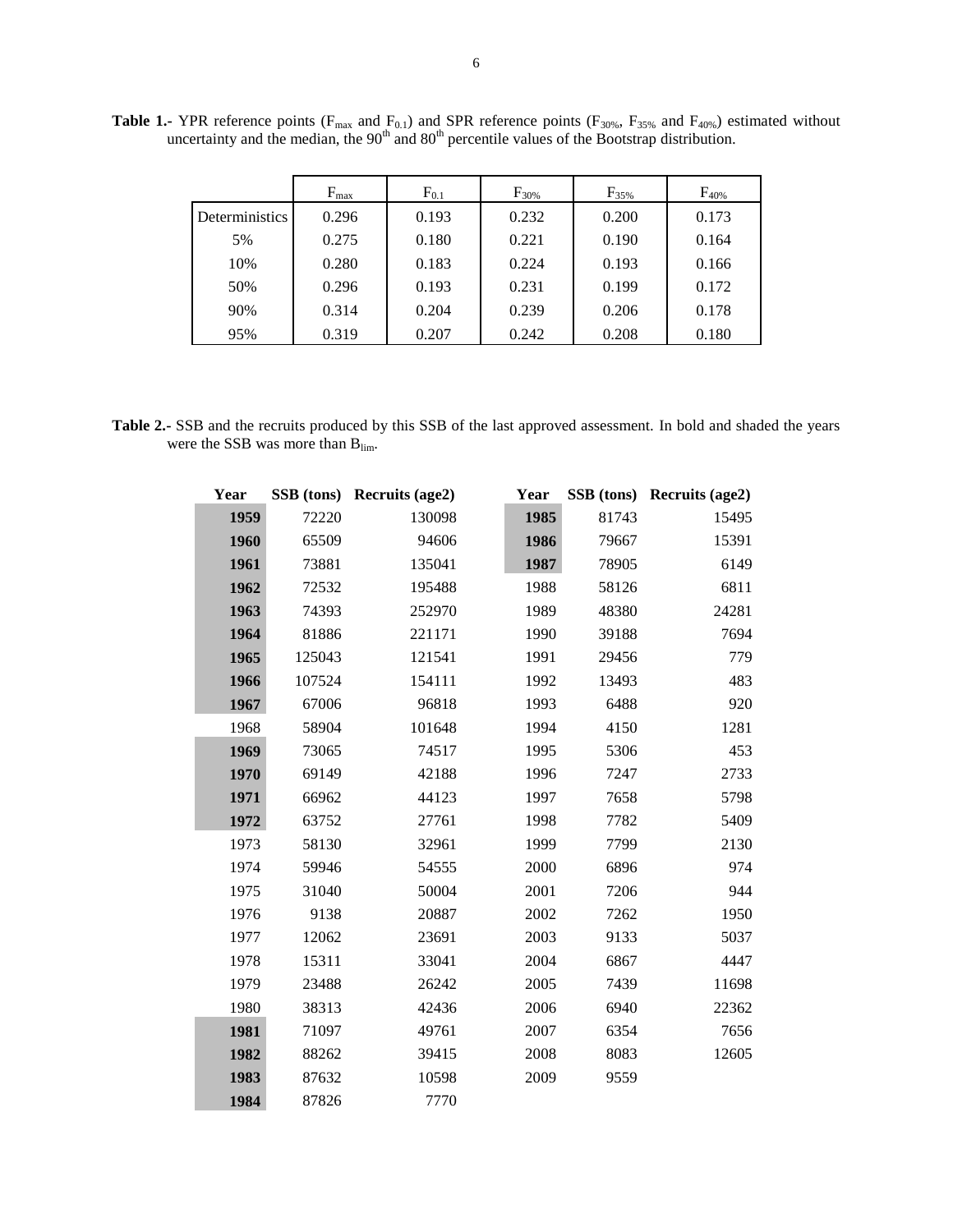**Table 1.-** YPR reference points ($F_{max}$ and $F_{0.1}$) and SPR reference points ($F_{30\%}$, $F_{35\%}$ and $F_{40\%}$) estimated without uncertainty and the median, the 90[th] and 80[th] percentile values of the Bootstrap distribution.

| | $F_{max}$ | $F_{0.1}$ | $F_{30\%}$ | $F_{35\%}$ | $F_{40\%}$ |
|---|---|---|---|---|---|
| Deterministics | 0.296 | 0.193 | 0.232 | 0.200 | 0.173 |
| 5% | 0.275 | 0.180 | 0.221 | 0.190 | 0.164 |
| 10% | 0.280 | 0.183 | 0.224 | 0.193 | 0.166 |
| 50% | 0.296 | 0.193 | 0.231 | 0.199 | 0.172 |
| 90% | 0.314 | 0.204 | 0.239 | 0.206 | 0.178 |
| 95% | 0.319 | 0.207 | 0.242 | 0.208 | 0.180 |

**Table 2.-** SSB and the recruits produced by this SSB of the last approved assessment. In bold and shaded the years were the SSB was more than $B_{lim}$.

| Year | SSB (tons) | Recruits (age2) | Year | SSB (tons) | Recruits (age2) |
|---|---|---|---|---|---|
| **1959** | 72220 | 130098 | **1985** | 81743 | 15495 |
| **1960** | 65509 | 94606 | **1986** | 79667 | 15391 |
| **1961** | 73881 | 135041 | **1987** | 78905 | 6149 |
| **1962** | 72532 | 195488 | 1988 | 58126 | 6811 |
| **1963** | 74393 | 252970 | 1989 | 48380 | 24281 |
| **1964** | 81886 | 221171 | 1990 | 39188 | 7694 |
| **1965** | 125043 | 121541 | 1991 | 29456 | 779 |
| **1966** | 107524 | 154111 | 1992 | 13493 | 483 |
| **1967** | 67006 | 96818 | 1993 | 6488 | 920 |
| 1968 | 58904 | 101648 | 1994 | 4150 | 1281 |
| **1969** | 73065 | 74517 | 1995 | 5306 | 453 |
| **1970** | 69149 | 42188 | 1996 | 7247 | 2733 |
| **1971** | 66962 | 44123 | 1997 | 7658 | 5798 |
| **1972** | 63752 | 27761 | 1998 | 7782 | 5409 |
| 1973 | 58130 | 32961 | 1999 | 7799 | 2130 |
| 1974 | 59946 | 54555 | 2000 | 6896 | 974 |
| 1975 | 31040 | 50004 | 2001 | 7206 | 944 |
| 1976 | 9138 | 20887 | 2002 | 7262 | 1950 |
| 1977 | 12062 | 23691 | 2003 | 9133 | 5037 |
| 1978 | 15311 | 33041 | 2004 | 6867 | 4447 |
| 1979 | 23488 | 26242 | 2005 | 7439 | 11698 |
| 1980 | 38313 | 42436 | 2006 | 6940 | 22362 |
| **1981** | 71097 | 49761 | 2007 | 6354 | 7656 |
| **1982** | 88262 | 39415 | 2008 | 8083 | 12605 |
| **1983** | 87632 | 10598 | 2009 | 9559 | |
| **1984** | 87826 | 7770 | | | |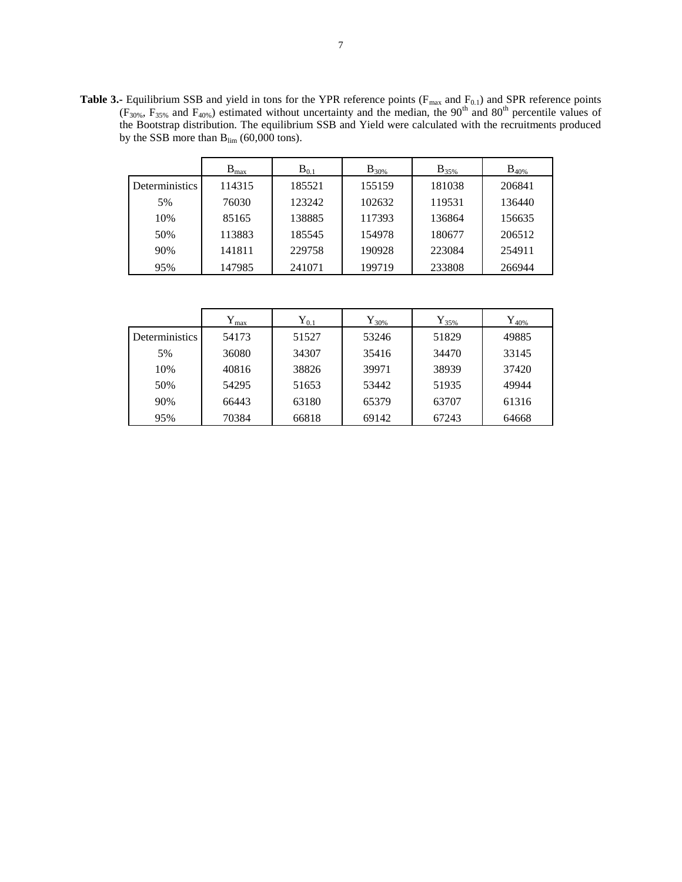**Table 3.-** Equilibrium SSB and yield in tons for the YPR reference points ($F_{max}$ and $F_{0.1}$) and SPR reference points ($F_{30\%}$, $F_{35\%}$ and $F_{40\%}$) estimated without uncertainty and the median, the 90[th] and 80[th] percentile values of the Bootstrap distribution. The equilibrium SSB and Yield were calculated with the recruitments produced by the SSB more than $B_{lim}$ (60,000 tons).

| | $B_{max}$ | $B_{0.1}$ | $B_{30\%}$ | $B_{35\%}$ | $B_{40\%}$ |
|---|---|---|---|---|---|
| Deterministics | 114315 | 185521 | 155159 | 181038 | 206841 |
| 5% | 76030 | 123242 | 102632 | 119531 | 136440 |
| 10% | 85165 | 138885 | 117393 | 136864 | 156635 |
| 50% | 113883 | 185545 | 154978 | 180677 | 206512 |
| 90% | 141811 | 229758 | 190928 | 223084 | 254911 |
| 95% | 147985 | 241071 | 199719 | 233808 | 266944 |

| | $Y_{max}$ | $Y_{0.1}$ | $Y_{30\%}$ | $Y_{35\%}$ | $Y_{40\%}$ |
|---|---|---|---|---|---|
| Deterministics | 54173 | 51527 | 53246 | 51829 | 49885 |
| 5% | 36080 | 34307 | 35416 | 34470 | 33145 |
| 10% | 40816 | 38826 | 39971 | 38939 | 37420 |
| 50% | 54295 | 51653 | 53442 | 51935 | 49944 |
| 90% | 66443 | 63180 | 65379 | 63707 | 61316 |
| 95% | 70384 | 66818 | 69142 | 67243 | 64668 |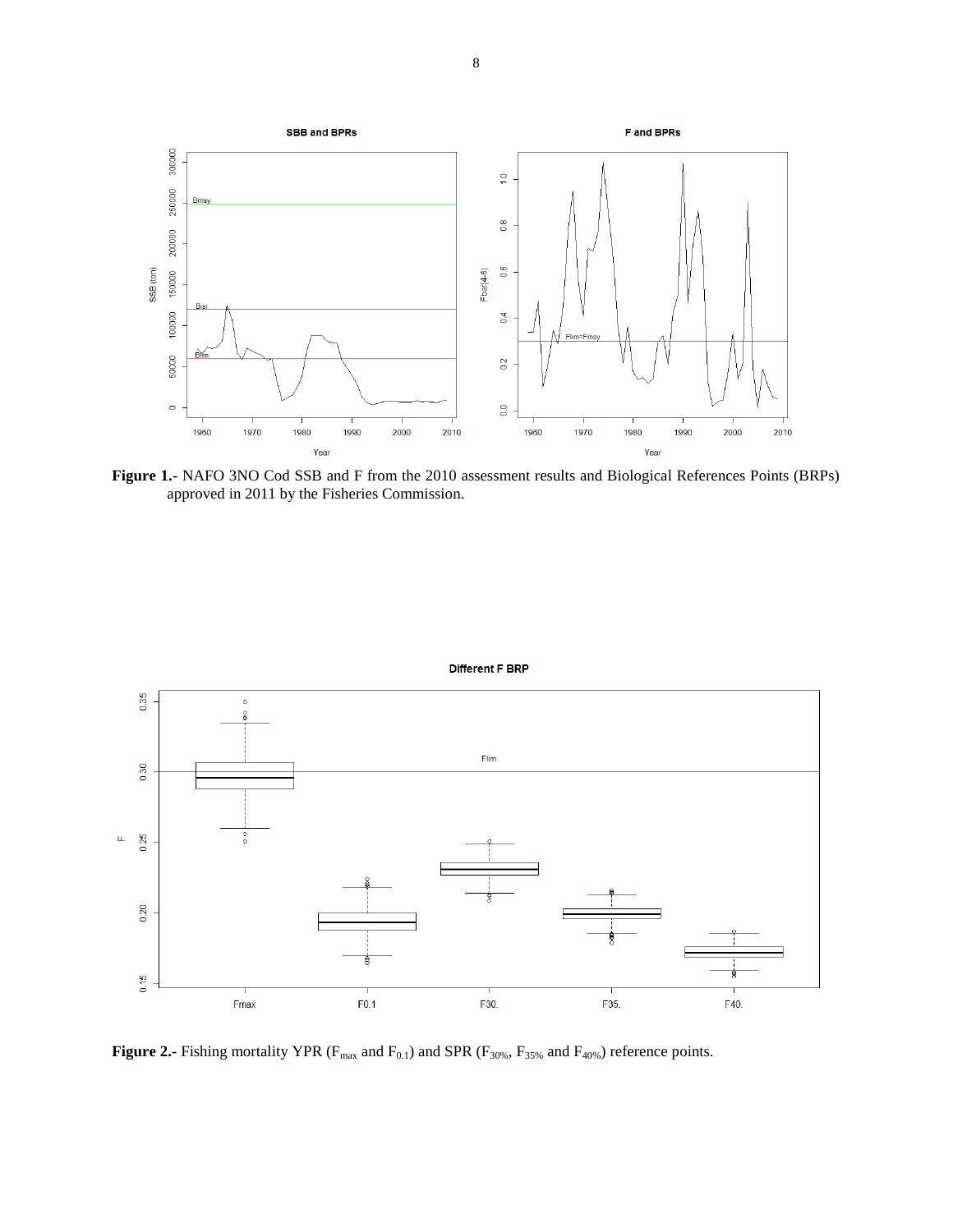**Figure 1.-** NAFO 3NO Cod SSB and F from the 2010 assessment results and Biological References Points (BRPs) approved in 2011 by the Fisheries Commission.

**Figure 2.-** Fishing mortality YPR ($F_{max}$ and $F_{0.1}$) and SPR ($F_{30\%}$, $F_{35\%}$ and $F_{40\%}$) reference points.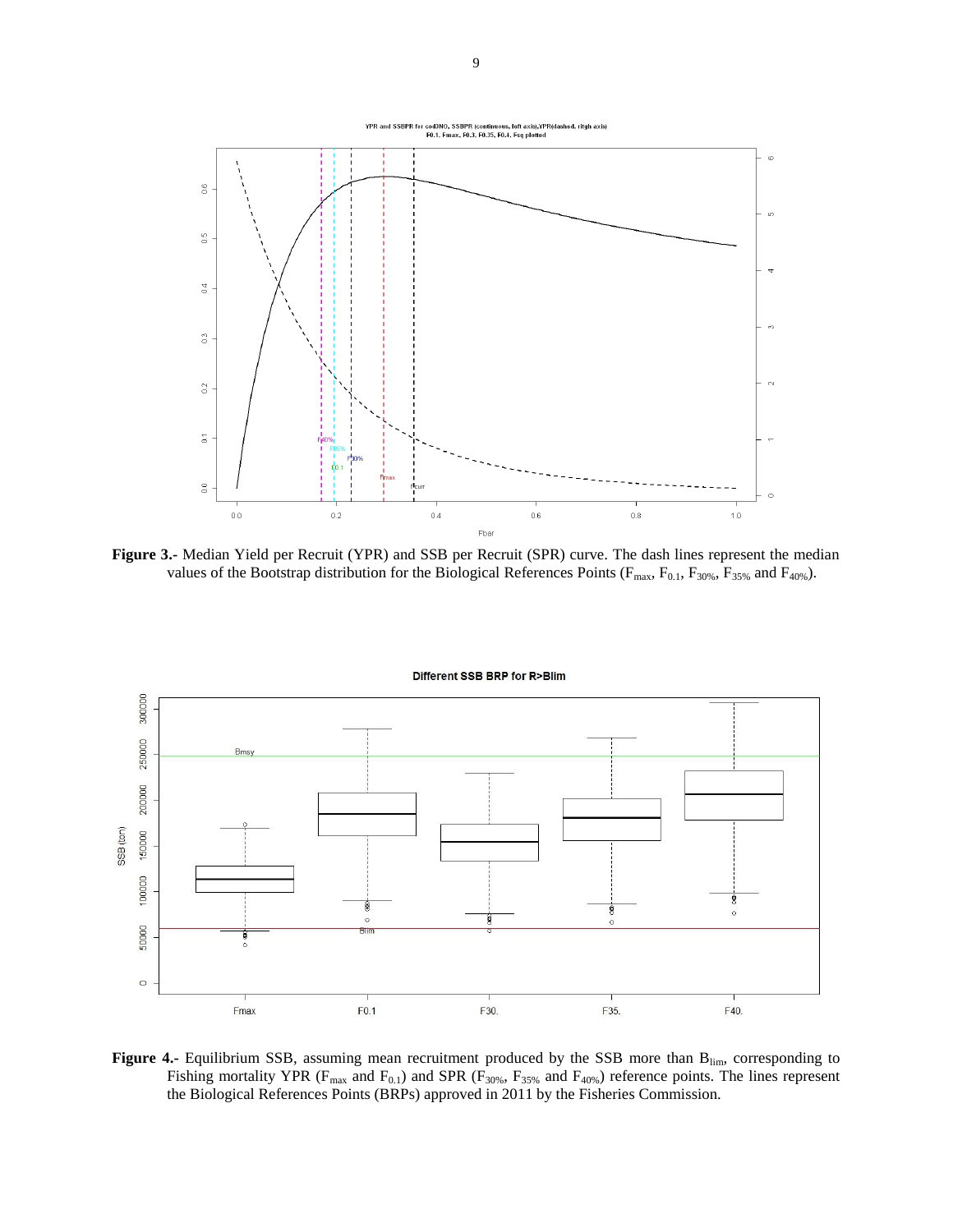**Figure 3.-** Median Yield per Recruit (YPR) and SSB per Recruit (SPR) curve. The dash lines represent the median values of the Bootstrap distribution for the Biological References Points ($F_{max}$, $F_{0.1}$, $F_{30\%}$, $F_{35\%}$ and $F_{40\%}$).

**Figure 4.-** Equilibrium SSB, assuming mean recruitment produced by the SSB more than $B_{lim}$, corresponding to Fishing mortality YPR ($F_{max}$ and $F_{0.1}$) and SPR ($F_{30\%}$, $F_{35\%}$ and $F_{40\%}$) reference points. The lines represent the Biological References Points (BRPs) approved in 2011 by the Fisheries Commission.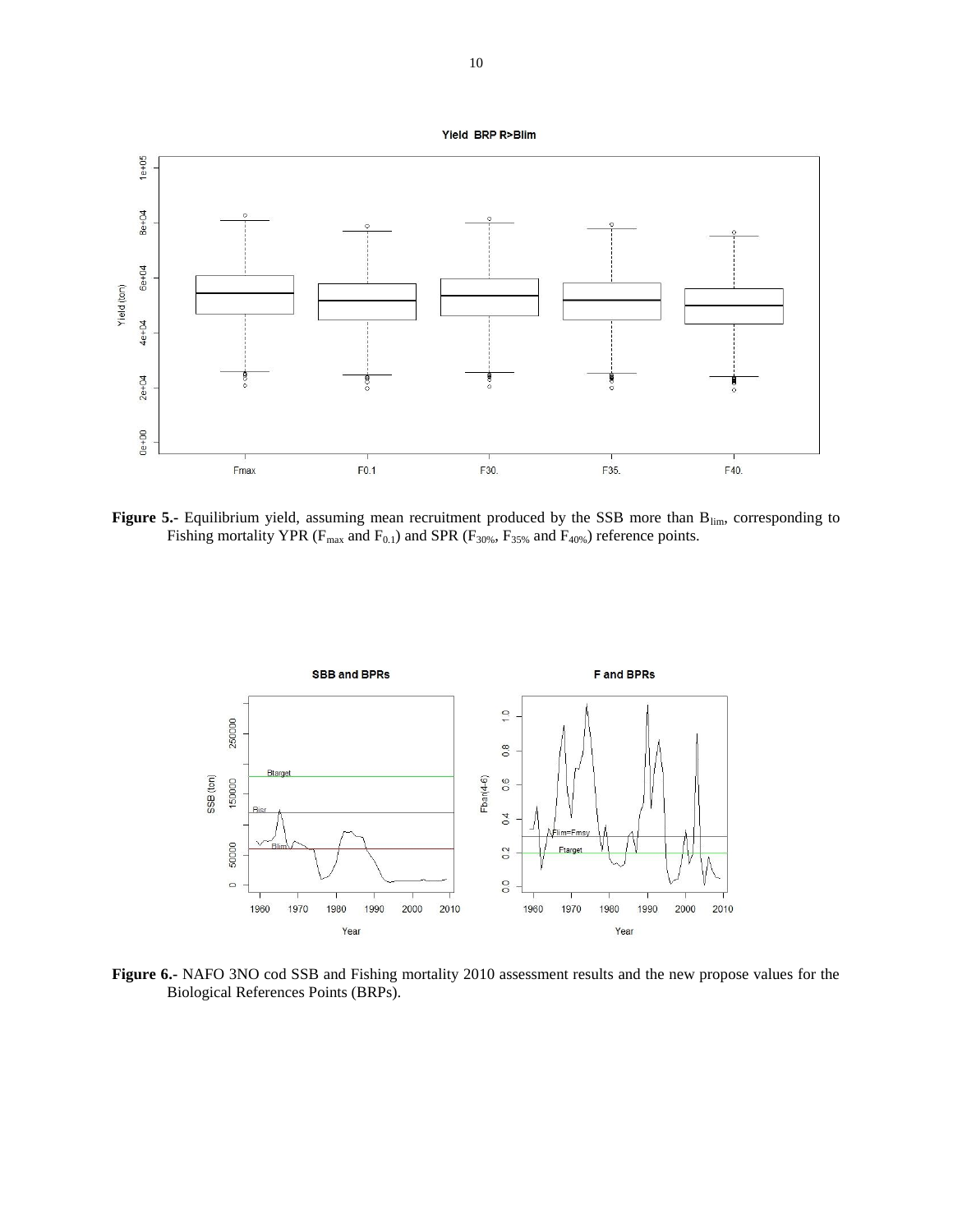Yield BRP R>Blim

Yield (ton)

0e+00
2e+04
4e+04
6e+04
8e+04
1e+05

Fmax
F0.1
F30.
F35.
F40.

**Figure 5.-** Equilibrium yield, assuming mean recruitment produced by the SSB more than $B_{lim}$, corresponding to Fishing mortality YPR ($F_{max}$ and $F_{0.1}$) and SPR ($F_{30\%}$, $F_{35\%}$ and $F_{40\%}$) reference points.

SBB and BPRs

SSB (ton)

0
50000
150000
250000

Btarget
Bisr
Blim

1960
1970
1980
1990
2000
2010

Year

F and BPRs

Fbar(4-6)

0.0
0.2
0.4
0.6
0.8
1.0

Flim=Fmsy
Ftarget

1960
1970
1980
1990
2000
2010

Year

**Figure 6.-** NAFO 3NO cod SSB and Fishing mortality 2010 assessment results and the new propose values for the Biological References Points (BRPs).